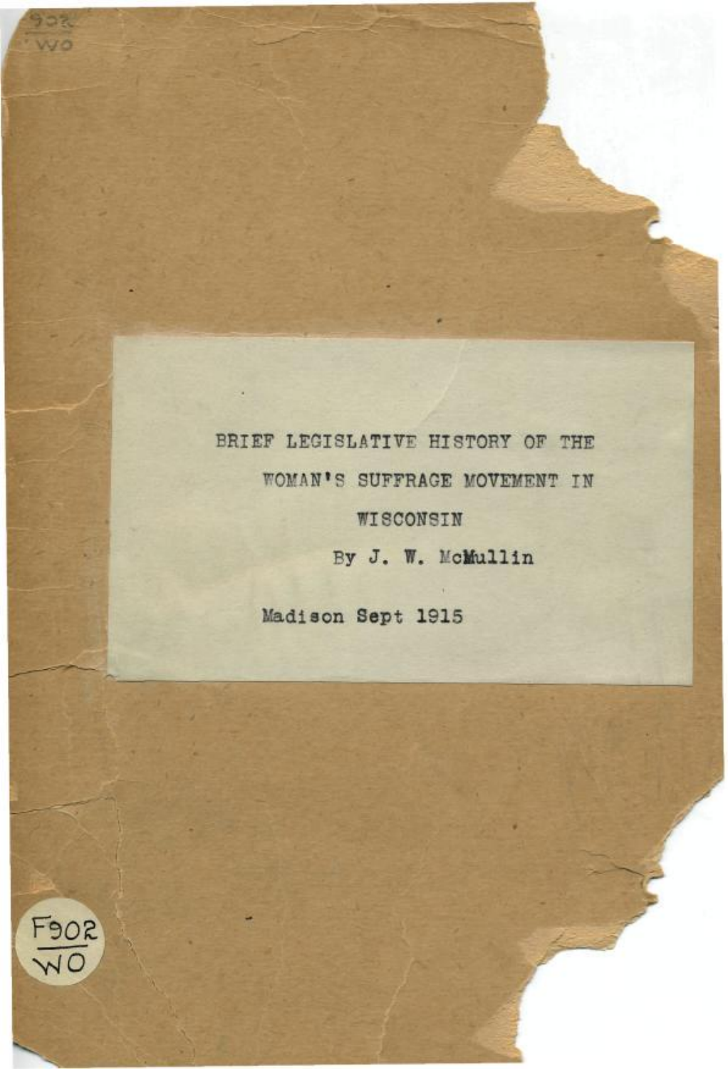# BRIEF LEGISLATIVE HISTORY OF THE WOMAN'S SUFFRAGE MOVEMENT IN WISCONSIN

By J. W. McMullin

Madison Sept 1915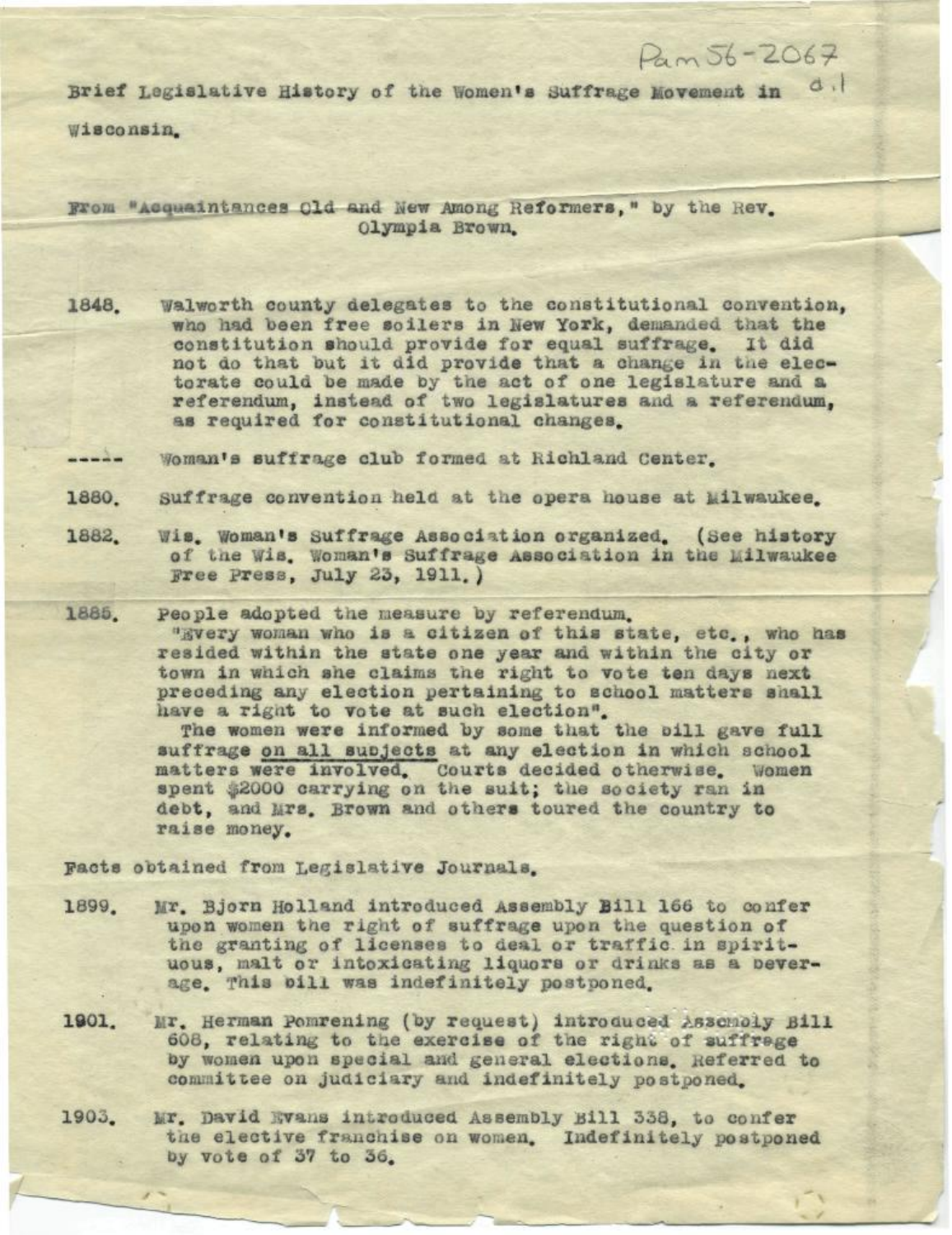Pam 56-2067

d.1

Brief Legislative History of the Women's Suffrage Movement in Wisconsin.

From "Acquaintances Old and New Among Reformers," by the Rev. Olympia Brown.

1848. Walworth county delegates to the constitutional convention, who had been free soilers in New York, demanded that the constitution should provide for equal suffrage. It did not do that but it did provide that a change in the electorate could be made by the act of one legislature and a referendum, instead of two legislatures and a referendum, as required for constitutional changes.

----- Woman's suffrage club formed at Richland Center.

1880. Suffrage convention held at the opera house at Milwaukee.

1882. Wis. Woman's Suffrage Association organized. (See history of the Wis. Woman's Suffrage Association in the Milwaukee Free Press, July 23, 1911.)

1885. People adopted the measure by referendum.
"Every woman who is a citizen of this state, etc., who has resided within the state one year and within the city or town in which she claims the right to vote ten days next preceding any election pertaining to school matters shall have a right to vote at such election".
The women were informed by some that the bill gave full suffrage on all subjects at any election in which school matters were involved. Courts decided otherwise. Women spent $2000 carrying on the suit; the society ran in debt, and Mrs. Brown and others toured the country to raise money.

Facts obtained from Legislative Journals.

1899. Mr. Bjorn Holland introduced Assembly Bill 166 to confer upon women the right of suffrage upon the question of the granting of licenses to deal or traffic in spirituous, malt or intoxicating liquors or drinks as a beverage. This bill was indefinitely postponed.

1901. Mr. Herman Pomrening (by request) introduced Assembly Bill 608, relating to the exercise of the right of suffrage by women upon special and general elections. Referred to committee on judiciary and indefinitely postponed.

1903. Mr. David Evans introduced Assembly Bill 338, to confer the elective franchise on women. Indefinitely postponed by vote of 37 to 36.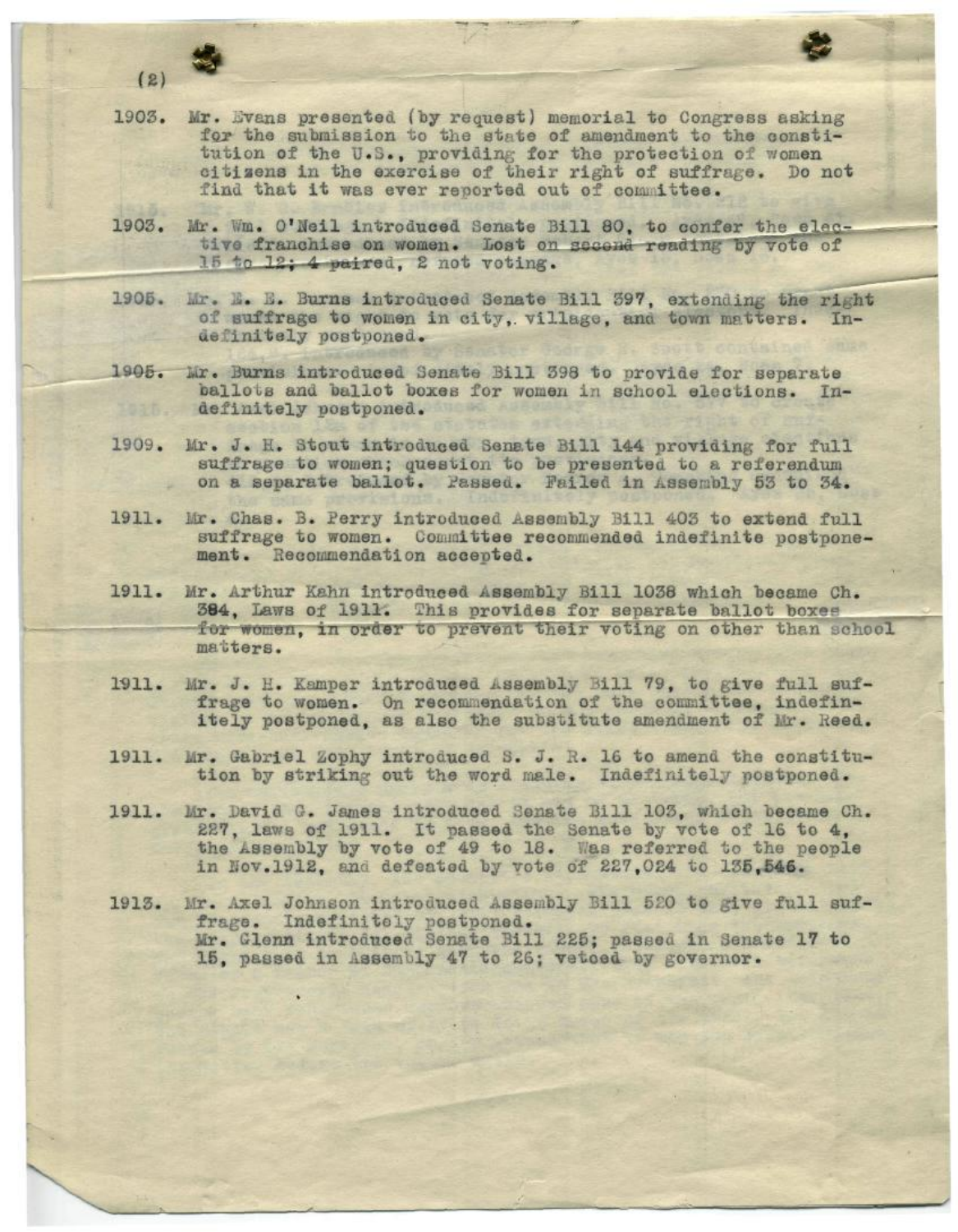1903. Mr. Evans presented (by request) memorial to Congress asking for the submission to the state of amendment to the constitution of the U.S., providing for the protection of women citizens in the exercise of their right of suffrage. Do not find that it was ever reported out of committee.

1903. Mr. Wm. O'Neil introduced Senate Bill 80, to confer the elective franchise on women. Lost on second reading by vote of 15 to 12; 4 paired, 2 not voting.

1905. Mr. E. E. Burns introduced Senate Bill 397, extending the right of suffrage to women in city, village, and town matters. Indefinitely postponed.

1905. Mr. Burns introduced Senate Bill 398 to provide for separate ballots and ballot boxes for women in school elections. Indefinitely postponed.

1909. Mr. J. H. Stout introduced Senate Bill 144 providing for full suffrage to women; question to be presented to a referendum on a separate ballot. Passed. Failed in Assembly 53 to 34.

1911. Mr. Chas. B. Perry introduced Assembly Bill 403 to extend full suffrage to women. Committee recommended indefinite postponement. Recommendation accepted.

1911. Mr. Arthur Kahn introduced Assembly Bill 1038 which became Ch. 384, Laws of 1911. This provides for separate ballot boxes for women, in order to prevent their voting on other than school matters.

1911. Mr. J. H. Kamper introduced Assembly Bill 79, to give full suffrage to women. On recommendation of the committee, indefinitely postponed, as also the substitute amendment of Mr. Reed.

1911. Mr. Gabriel Zophy introduced S. J. R. 16 to amend the constitution by striking out the word male. Indefinitely postponed.

1911. Mr. David G. James introduced Senate Bill 103, which became Ch. 227, laws of 1911. It passed the Senate by vote of 16 to 4, the Assembly by vote of 49 to 18. Was referred to the people in Nov.1912, and defeated by vote of 227,024 to 135,546.

1913. Mr. Axel Johnson introduced Assembly Bill 520 to give full suffrage. Indefinitely postponed.
Mr. Glenn introduced Senate Bill 225; passed in Senate 17 to 15, passed in Assembly 47 to 26; vetoed by governor.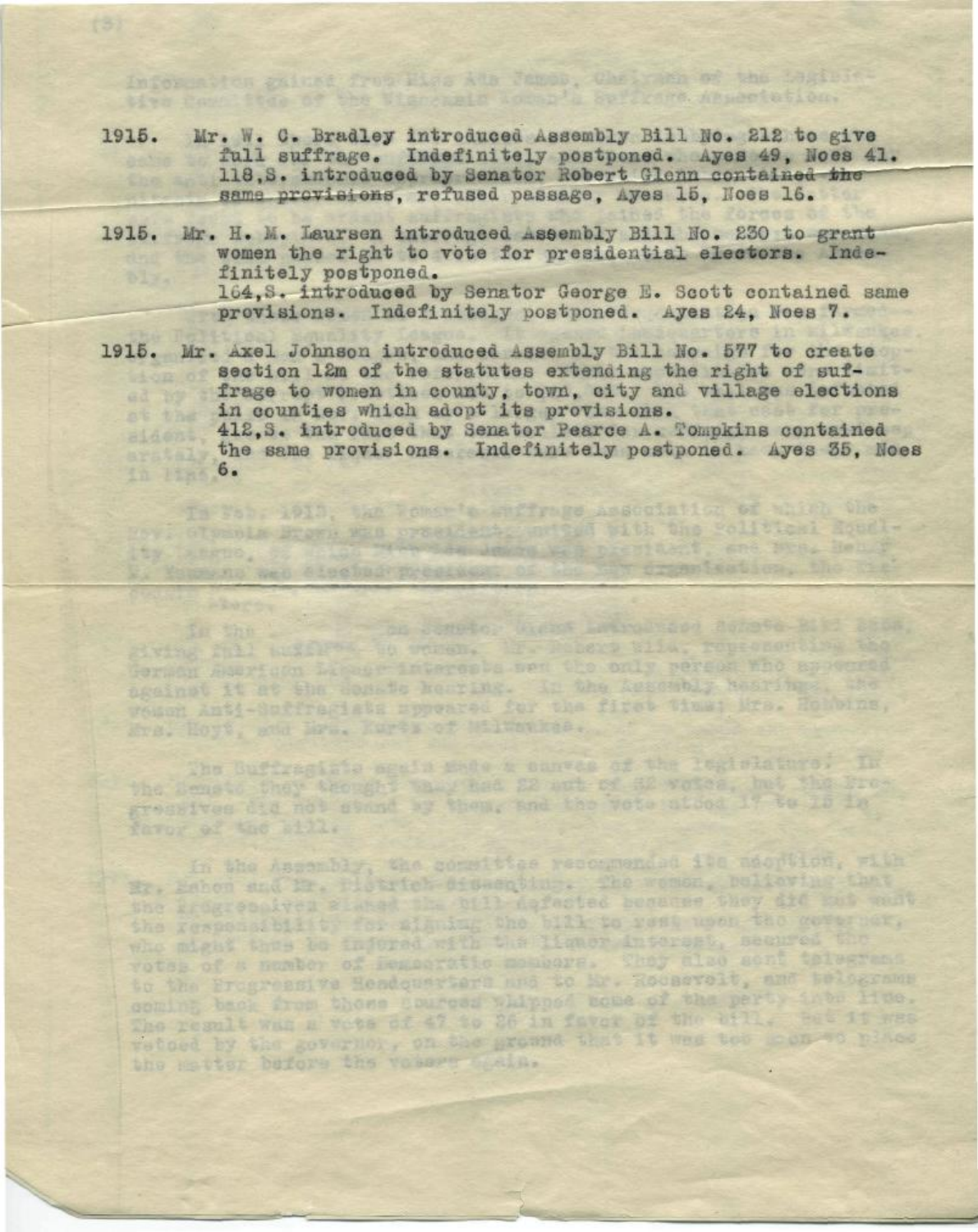1915. Mr. W. C. Bradley introduced Assembly Bill No. 212 to give full suffrage. Indefinitely postponed. Ayes 49, Noes 41. 118,S. introduced by Senator Robert Glenn contained the same provisions, refused passage, Ayes 15, Noes 16.

1915. Mr. H. M. Laursen introduced Assembly Bill No. 230 to grant women the right to vote for presidential electors. Indefinitely postponed. 164,S. introduced by Senator George E. Scott contained same provisions. Indefinitely postponed. Ayes 24, Noes 7.

1915. Mr. Axel Johnson introduced Assembly Bill No. 577 to create section 12m of the statutes extending the right of suffrage to women in county, town, city and village elections in counties which adopt its provisions. 412,S. introduced by Senator Pearce A. Tompkins contained the same provisions. Indefinitely postponed. Ayes 35, Noes 6.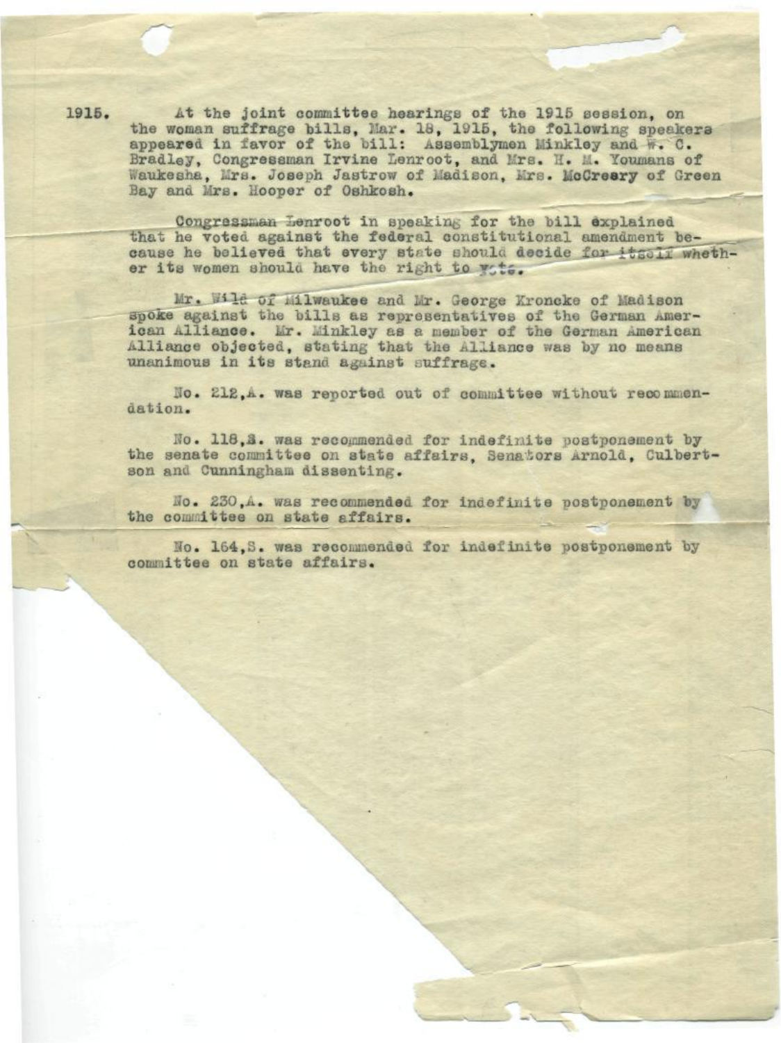1915. At the joint committee hearings of the 1915 session, on the woman suffrage bills, Mar. 18, 1915, the following speakers appeared in favor of the bill: Assemblymen Minkley and W. C. Bradley, Congressman Irvine Lenroot, and Mrs. H. M. Youmans of Waukesha, Mrs. Joseph Jastrow of Madison, Mrs. McCreery of Green Bay and Mrs. Hooper of Oshkosh.

Congressman Lenroot in speaking for the bill explained that he voted against the federal constitutional amendment because he believed that every state should decide for itself whether its women should have the right to vote.

Mr. Wild of Milwaukee and Mr. George Kroncke of Madison spoke against the bills as representatives of the German American Alliance. Mr. Minkley as a member of the German American Alliance objected, stating that the Alliance was by no means unanimous in its stand against suffrage.

No. 212,A. was reported out of committee without recommendation.

No. 118,S. was recommended for indefinite postponement by the senate committee on state affairs, Senators Arnold, Culbertson and Cunningham dissenting.

No. 230,A. was recommended for indefinite postponement by the committee on state affairs.

No. 164,S. was recommended for indefinite postponement by committee on state affairs.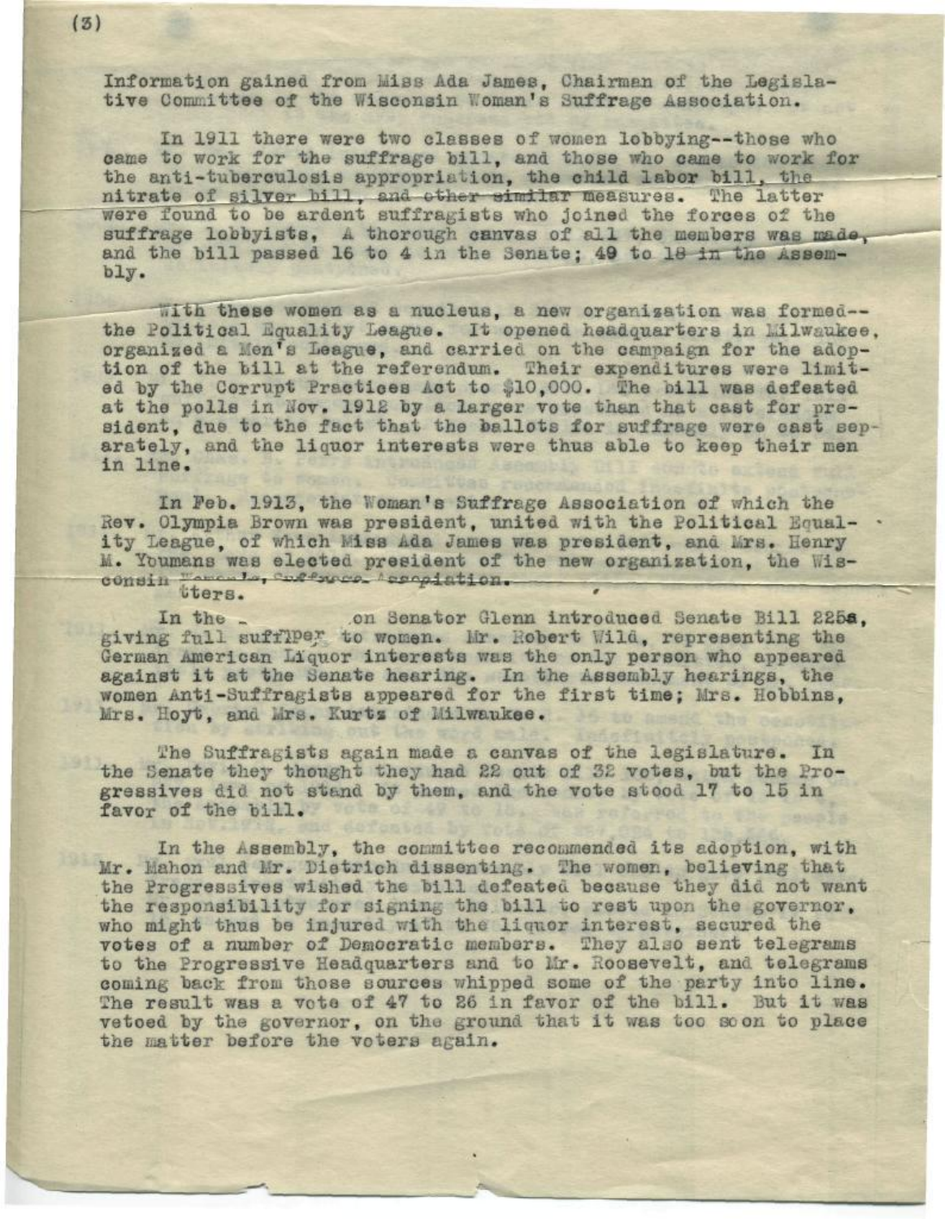Information gained from Miss Ada James, Chairman of the Legislative Committee of the Wisconsin Woman's Suffrage Association.

In 1911 there were two classes of women lobbying--those who came to work for the suffrage bill, and those who came to work for the anti-tuberculosis appropriation, the child labor bill, the nitrate of silver bill, and other similar measures. The latter were found to be ardent suffragists who joined the forces of the suffrage lobbyists. A thorough canvas of all the members was made, and the bill passed 16 to 4 in the Senate; 49 to 18 in the Assembly.

With these women as a nucleus, a new organization was formed--the Political Equality League. It opened headquarters in Milwaukee, organized a Men's League, and carried on the campaign for the adoption of the bill at the referendum. Their expenditures were limited by the Corrupt Practices Act to $10,000. The bill was defeated at the polls in Nov. 1912 by a larger vote than that cast for president, due to the fact that the ballots for suffrage were cast separately, and the liquor interests were thus able to keep their men in line.

In Feb. 1913, the Woman's Suffrage Association of which the Rev. Olympia Brown was president, united with the Political Equality League, of which Miss Ada James was president, and Mrs. Henry M. Youmans was elected president of the new organization, the Wisconsin Woman's Suffrage Association. tters.

In the . on Senator Glenn introduced Senate Bill 225a, giving full suffrage to women. Mr. Robert Wild, representing the German American Liquor interests was the only person who appeared against it at the Senate hearing. In the Assembly hearings, the women Anti-Suffragists appeared for the first time; Mrs. Hobbins, Mrs. Hoyt, and Mrs. Kurtz of Milwaukee.

The Suffragists again made a canvas of the legislature. In the Senate they thought they had 22 out of 32 votes, but the Progressives did not stand by them, and the vote stood 17 to 15 in favor of the bill.

In the Assembly, the committee recommended its adoption, with Mr. Mahon and Mr. Dietrich dissenting. The women, believing that the Progressives wished the bill defeated because they did not want the responsibility for signing the bill to rest upon the governor, who might thus be injured with the liquor interest, secured the votes of a number of Democratic members. They also sent telegrams to the Progressive Headquarters and to Mr. Roosevelt, and telegrams coming back from those sources whipped some of the party into line. The result was a vote of 47 to 26 in favor of the bill. But it was vetoed by the governor, on the ground that it was too soon to place the matter before the voters again.